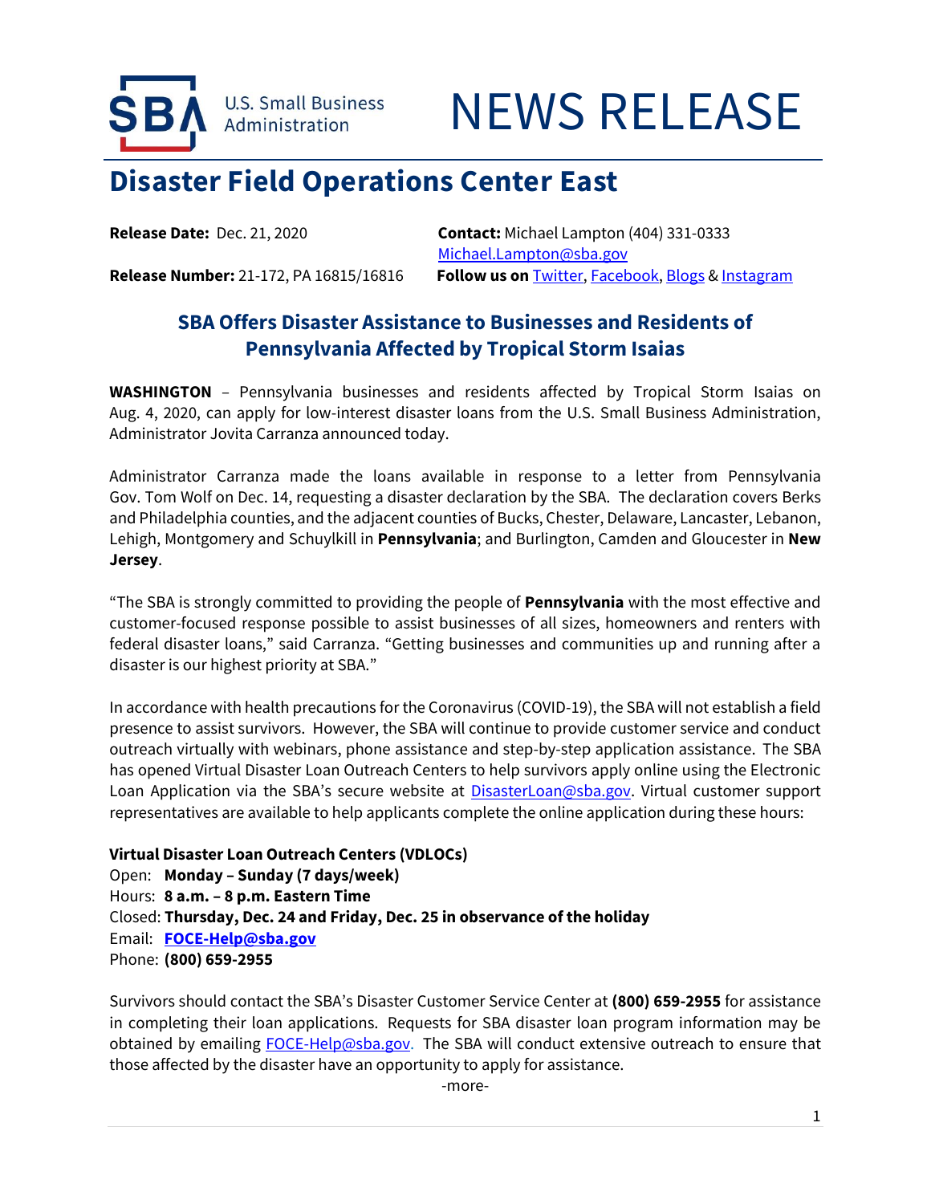U.S. Small Business Administration

# NEWS RELEASE

## Disaster Field Operations Center East

**Release Date:** Dec. 21, 2020

**Contact:** Michael Lampton (404) 331-0333
Michael.Lampton@sba.gov

**Release Number:** 21-172, PA 16815/16816

**Follow us on** Twitter, Facebook, Blogs & Instagram

### SBA Offers Disaster Assistance to Businesses and Residents of Pennsylvania Affected by Tropical Storm Isaias

**WASHINGTON** – Pennsylvania businesses and residents affected by Tropical Storm Isaias on Aug. 4, 2020, can apply for low-interest disaster loans from the U.S. Small Business Administration, Administrator Jovita Carranza announced today.

Administrator Carranza made the loans available in response to a letter from Pennsylvania Gov. Tom Wolf on Dec. 14, requesting a disaster declaration by the SBA. The declaration covers Berks and Philadelphia counties, and the adjacent counties of Bucks, Chester, Delaware, Lancaster, Lebanon, Lehigh, Montgomery and Schuylkill in **Pennsylvania**; and Burlington, Camden and Gloucester in **New Jersey**.

"The SBA is strongly committed to providing the people of **Pennsylvania** with the most effective and customer-focused response possible to assist businesses of all sizes, homeowners and renters with federal disaster loans," said Carranza. "Getting businesses and communities up and running after a disaster is our highest priority at SBA."

In accordance with health precautions for the Coronavirus (COVID-19), the SBA will not establish a field presence to assist survivors. However, the SBA will continue to provide customer service and conduct outreach virtually with webinars, phone assistance and step-by-step application assistance. The SBA has opened Virtual Disaster Loan Outreach Centers to help survivors apply online using the Electronic Loan Application via the SBA's secure website at DisasterLoan@sba.gov. Virtual customer support representatives are available to help applicants complete the online application during these hours:

**Virtual Disaster Loan Outreach Centers (VDLOCs)**
Open: **Monday – Sunday (7 days/week)**
Hours: **8 a.m. – 8 p.m. Eastern Time**
Closed: **Thursday, Dec. 24 and Friday, Dec. 25 in observance of the holiday**
Email: **FOCE-Help@sba.gov**
Phone: **(800) 659-2955**

Survivors should contact the SBA's Disaster Customer Service Center at **(800) 659-2955** for assistance in completing their loan applications. Requests for SBA disaster loan program information may be obtained by emailing FOCE-Help@sba.gov. The SBA will conduct extensive outreach to ensure that those affected by the disaster have an opportunity to apply for assistance.

-more-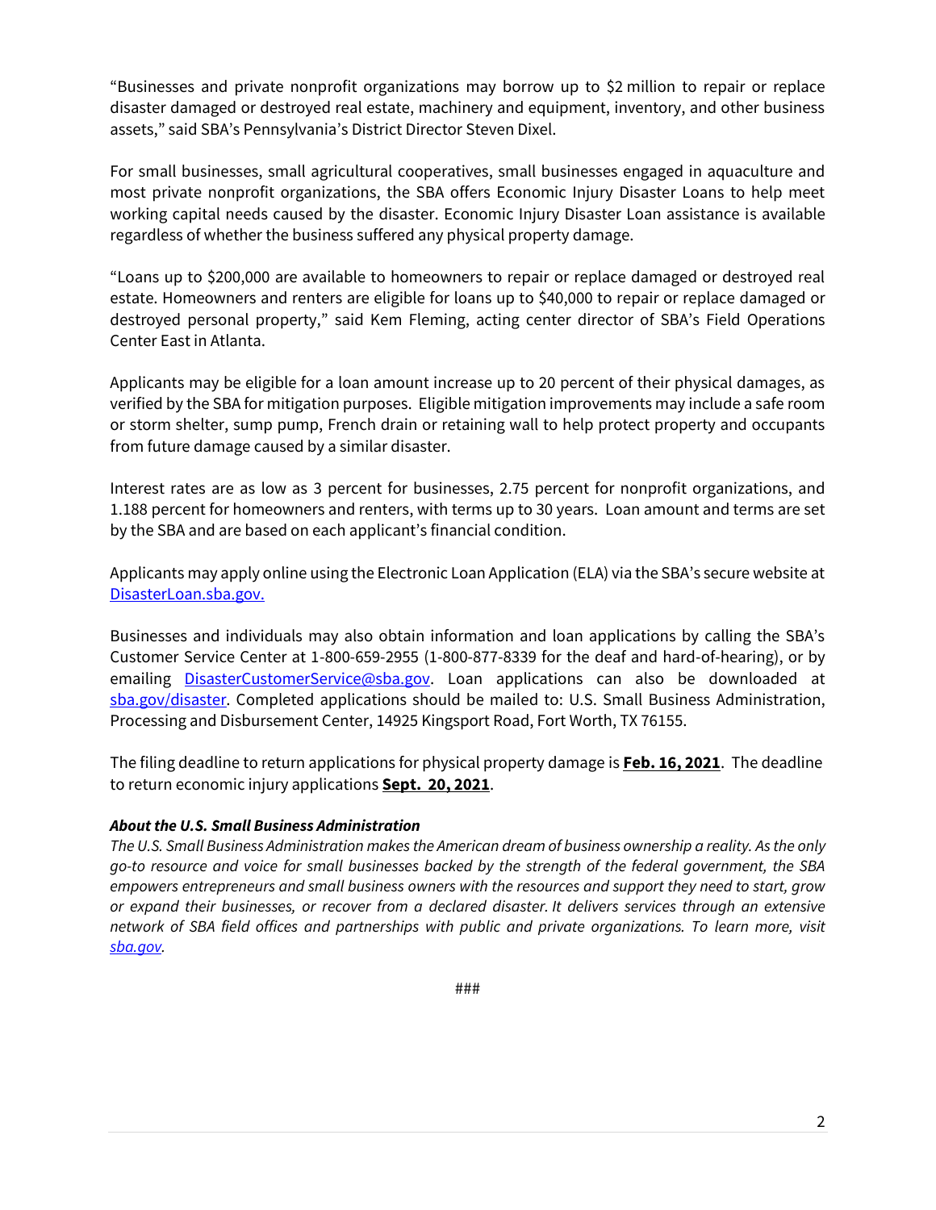"Businesses and private nonprofit organizations may borrow up to $2 million to repair or replace disaster damaged or destroyed real estate, machinery and equipment, inventory, and other business assets," said SBA's Pennsylvania's District Director Steven Dixel.

For small businesses, small agricultural cooperatives, small businesses engaged in aquaculture and most private nonprofit organizations, the SBA offers Economic Injury Disaster Loans to help meet working capital needs caused by the disaster. Economic Injury Disaster Loan assistance is available regardless of whether the business suffered any physical property damage.

"Loans up to $200,000 are available to homeowners to repair or replace damaged or destroyed real estate. Homeowners and renters are eligible for loans up to $40,000 to repair or replace damaged or destroyed personal property," said Kem Fleming, acting center director of SBA's Field Operations Center East in Atlanta.

Applicants may be eligible for a loan amount increase up to 20 percent of their physical damages, as verified by the SBA for mitigation purposes. Eligible mitigation improvements may include a safe room or storm shelter, sump pump, French drain or retaining wall to help protect property and occupants from future damage caused by a similar disaster.

Interest rates are as low as 3 percent for businesses, 2.75 percent for nonprofit organizations, and 1.188 percent for homeowners and renters, with terms up to 30 years. Loan amount and terms are set by the SBA and are based on each applicant's financial condition.

Applicants may apply online using the Electronic Loan Application (ELA) via the SBA's secure website at [DisasterLoan.sba.gov.](https://DisasterLoan.sba.gov)

Businesses and individuals may also obtain information and loan applications by calling the SBA's Customer Service Center at 1-800-659-2955 (1-800-877-8339 for the deaf and hard-of-hearing), or by emailing [DisasterCustomerService@sba.gov](mailto:DisasterCustomerService@sba.gov). Loan applications can also be downloaded at [sba.gov/disaster](https://sba.gov/disaster). Completed applications should be mailed to: U.S. Small Business Administration, Processing and Disbursement Center, 14925 Kingsport Road, Fort Worth, TX 76155.

The filing deadline to return applications for physical property damage is **Feb. 16, 2021**. The deadline to return economic injury applications **Sept. 20, 2021**.

***About the U.S. Small Business Administration***

*The U.S. Small Business Administration makes the American dream of business ownership a reality. As the only go-to resource and voice for small businesses backed by the strength of the federal government, the SBA empowers entrepreneurs and small business owners with the resources and support they need to start, grow or expand their businesses, or recover from a declared disaster. It delivers services through an extensive network of SBA field offices and partnerships with public and private organizations. To learn more, visit [sba.gov](https://sba.gov).*

###